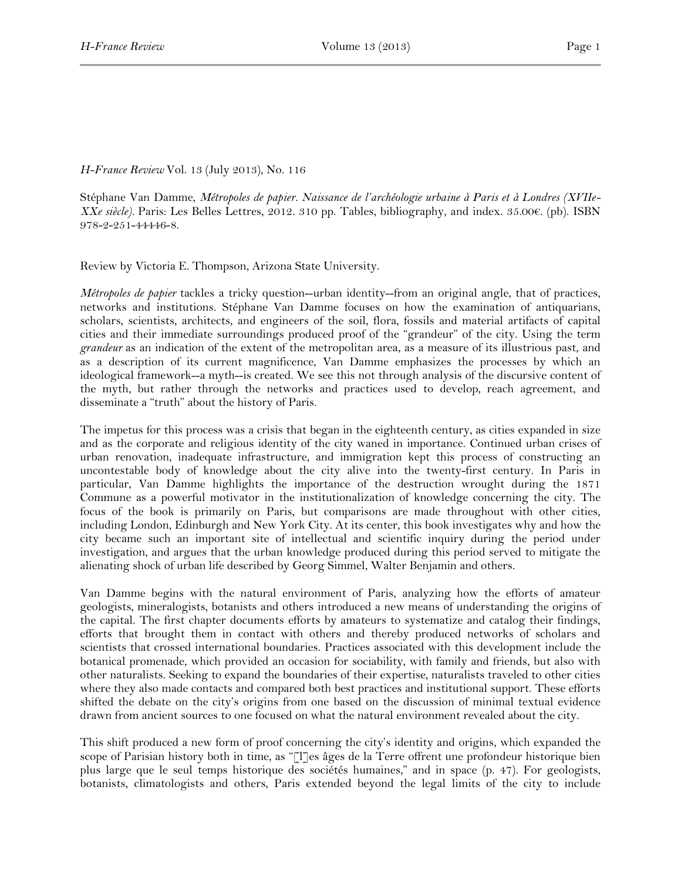*H-France Review* Vol. 13 (July 2013), No. 116

Stéphane Van Damme, *Métropoles de papier. Naissance de l'archéologie urbaine à Paris et à Londres (XVIIe-XXe siècle)*. Paris: Les Belles Lettres, 2012. 310 pp. Tables, bibliography, and index. 35.00€. (pb). ISBN 978-2-251-44446-8.

Review by Victoria E. Thompson, Arizona State University.

*Métropoles de papier* tackles a tricky question--urban identity--from an original angle, that of practices, networks and institutions. Stéphane Van Damme focuses on how the examination of antiquarians, scholars, scientists, architects, and engineers of the soil, flora, fossils and material artifacts of capital cities and their immediate surroundings produced proof of the "grandeur" of the city. Using the term *grandeur* as an indication of the extent of the metropolitan area, as a measure of its illustrious past, and as a description of its current magnificence, Van Damme emphasizes the processes by which an ideological framework--a myth--is created. We see this not through analysis of the discursive content of the myth, but rather through the networks and practices used to develop, reach agreement, and disseminate a "truth" about the history of Paris.

The impetus for this process was a crisis that began in the eighteenth century, as cities expanded in size and as the corporate and religious identity of the city waned in importance. Continued urban crises of urban renovation, inadequate infrastructure, and immigration kept this process of constructing an uncontestable body of knowledge about the city alive into the twenty-first century. In Paris in particular, Van Damme highlights the importance of the destruction wrought during the 1871 Commune as a powerful motivator in the institutionalization of knowledge concerning the city. The focus of the book is primarily on Paris, but comparisons are made throughout with other cities, including London, Edinburgh and New York City. At its center, this book investigates why and how the city became such an important site of intellectual and scientific inquiry during the period under investigation, and argues that the urban knowledge produced during this period served to mitigate the alienating shock of urban life described by Georg Simmel, Walter Benjamin and others.

Van Damme begins with the natural environment of Paris, analyzing how the efforts of amateur geologists, mineralogists, botanists and others introduced a new means of understanding the origins of the capital. The first chapter documents efforts by amateurs to systematize and catalog their findings, efforts that brought them in contact with others and thereby produced networks of scholars and scientists that crossed international boundaries. Practices associated with this development include the botanical promenade, which provided an occasion for sociability, with family and friends, but also with other naturalists. Seeking to expand the boundaries of their expertise, naturalists traveled to other cities where they also made contacts and compared both best practices and institutional support. These efforts shifted the debate on the city's origins from one based on the discussion of minimal textual evidence drawn from ancient sources to one focused on what the natural environment revealed about the city.

This shift produced a new form of proof concerning the city's identity and origins, which expanded the scope of Parisian history both in time, as "[l]es âges de la Terre offrent une profondeur historique bien plus large que le seul temps historique des sociétés humaines," and in space (p. 47). For geologists, botanists, climatologists and others, Paris extended beyond the legal limits of the city to include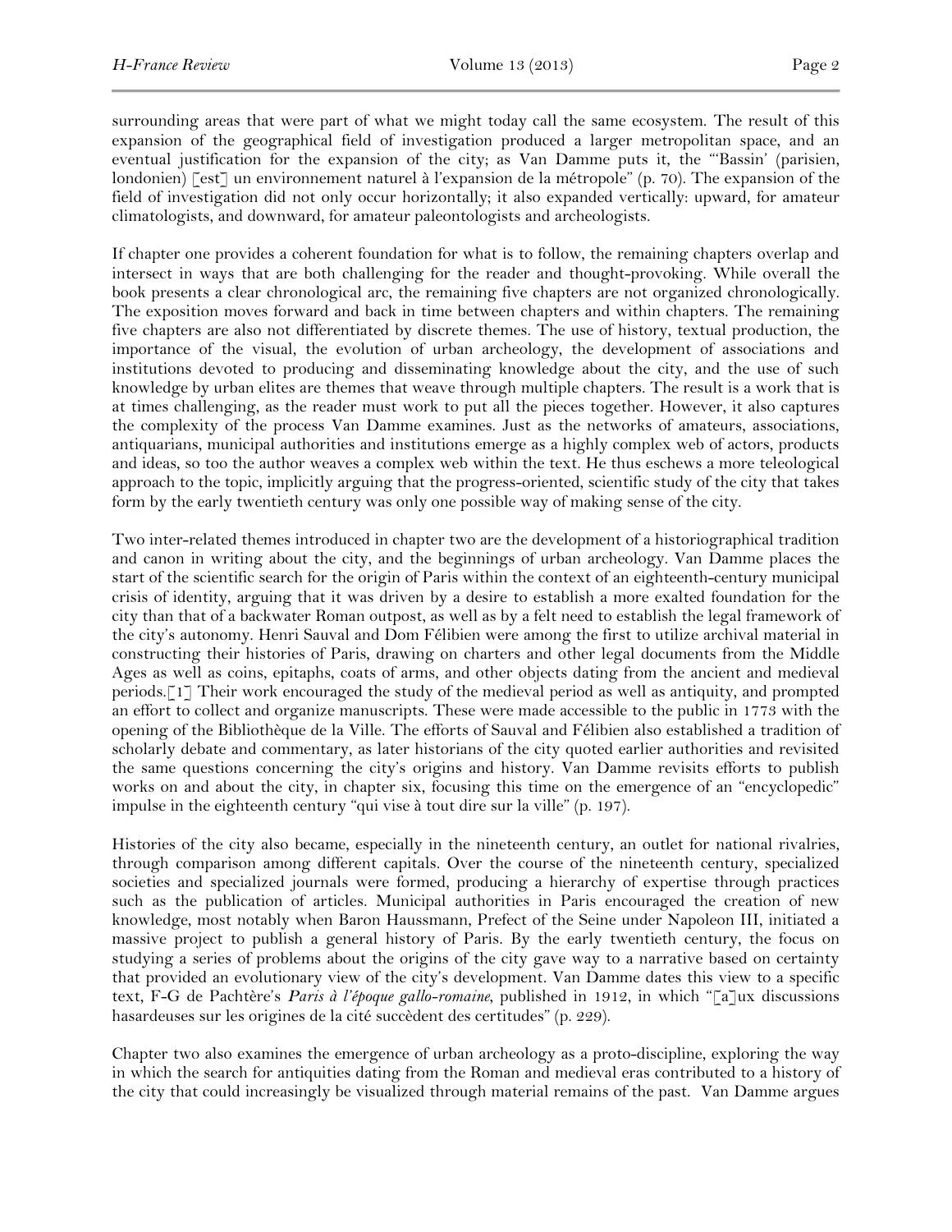surrounding areas that were part of what we might today call the same ecosystem. The result of this expansion of the geographical field of investigation produced a larger metropolitan space, and an eventual justification for the expansion of the city; as Van Damme puts it, the "'Bassin' (parisien, londonien) [est] un environnement naturel à l'expansion de la métropole" (p. 70). The expansion of the field of investigation did not only occur horizontally; it also expanded vertically: upward, for amateur climatologists, and downward, for amateur paleontologists and archeologists.

If chapter one provides a coherent foundation for what is to follow, the remaining chapters overlap and intersect in ways that are both challenging for the reader and thought-provoking. While overall the book presents a clear chronological arc, the remaining five chapters are not organized chronologically. The exposition moves forward and back in time between chapters and within chapters. The remaining five chapters are also not differentiated by discrete themes. The use of history, textual production, the importance of the visual, the evolution of urban archeology, the development of associations and institutions devoted to producing and disseminating knowledge about the city, and the use of such knowledge by urban elites are themes that weave through multiple chapters. The result is a work that is at times challenging, as the reader must work to put all the pieces together. However, it also captures the complexity of the process Van Damme examines. Just as the networks of amateurs, associations, antiquarians, municipal authorities and institutions emerge as a highly complex web of actors, products and ideas, so too the author weaves a complex web within the text. He thus eschews a more teleological approach to the topic, implicitly arguing that the progress-oriented, scientific study of the city that takes form by the early twentieth century was only one possible way of making sense of the city.

Two inter-related themes introduced in chapter two are the development of a historiographical tradition and canon in writing about the city, and the beginnings of urban archeology. Van Damme places the start of the scientific search for the origin of Paris within the context of an eighteenth-century municipal crisis of identity, arguing that it was driven by a desire to establish a more exalted foundation for the city than that of a backwater Roman outpost, as well as by a felt need to establish the legal framework of the city's autonomy. Henri Sauval and Dom Félibien were among the first to utilize archival material in constructing their histories of Paris, drawing on charters and other legal documents from the Middle Ages as well as coins, epitaphs, coats of arms, and other objects dating from the ancient and medieval periods.[1] Their work encouraged the study of the medieval period as well as antiquity, and prompted an effort to collect and organize manuscripts. These were made accessible to the public in 1773 with the opening of the Bibliothèque de la Ville. The efforts of Sauval and Félibien also established a tradition of scholarly debate and commentary, as later historians of the city quoted earlier authorities and revisited the same questions concerning the city's origins and history. Van Damme revisits efforts to publish works on and about the city, in chapter six, focusing this time on the emergence of an "encyclopedic" impulse in the eighteenth century "qui vise à tout dire sur la ville" (p. 197).

Histories of the city also became, especially in the nineteenth century, an outlet for national rivalries, through comparison among different capitals. Over the course of the nineteenth century, specialized societies and specialized journals were formed, producing a hierarchy of expertise through practices such as the publication of articles. Municipal authorities in Paris encouraged the creation of new knowledge, most notably when Baron Haussmann, Prefect of the Seine under Napoleon III, initiated a massive project to publish a general history of Paris. By the early twentieth century, the focus on studying a series of problems about the origins of the city gave way to a narrative based on certainty that provided an evolutionary view of the city's development. Van Damme dates this view to a specific text, F-G de Pachtère's *Paris à l'époque gallo-romaine*, published in 1912, in which "[a]ux discussions hasardeuses sur les origines de la cité succèdent des certitudes" (p. 229).

Chapter two also examines the emergence of urban archeology as a proto-discipline, exploring the way in which the search for antiquities dating from the Roman and medieval eras contributed to a history of the city that could increasingly be visualized through material remains of the past. Van Damme argues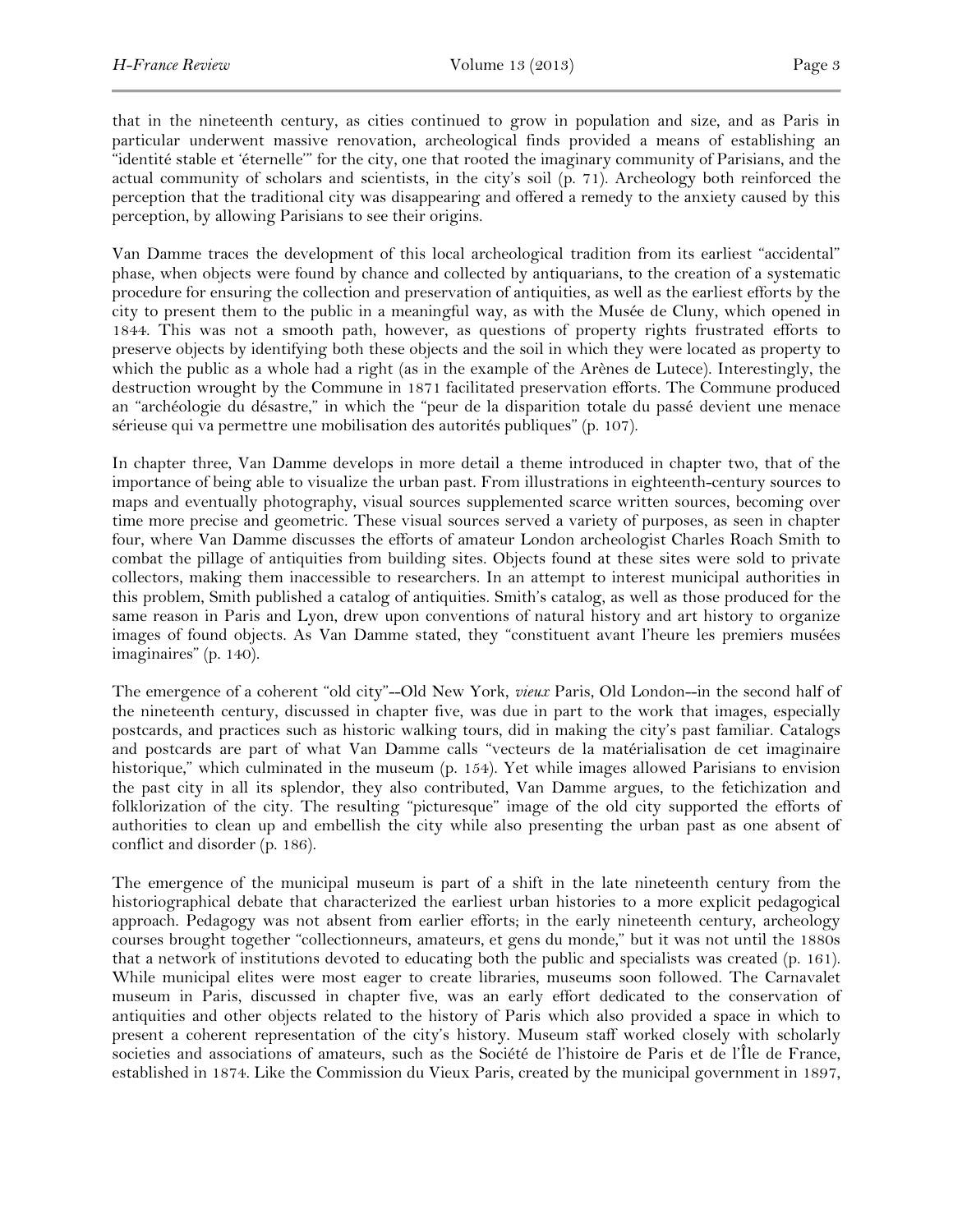that in the nineteenth century, as cities continued to grow in population and size, and as Paris in particular underwent massive renovation, archeological finds provided a means of establishing an "identité stable et 'éternelle'" for the city, one that rooted the imaginary community of Parisians, and the actual community of scholars and scientists, in the city's soil (p. 71). Archeology both reinforced the perception that the traditional city was disappearing and offered a remedy to the anxiety caused by this perception, by allowing Parisians to see their origins.

Van Damme traces the development of this local archeological tradition from its earliest "accidental" phase, when objects were found by chance and collected by antiquarians, to the creation of a systematic procedure for ensuring the collection and preservation of antiquities, as well as the earliest efforts by the city to present them to the public in a meaningful way, as with the Musée de Cluny, which opened in 1844. This was not a smooth path, however, as questions of property rights frustrated efforts to preserve objects by identifying both these objects and the soil in which they were located as property to which the public as a whole had a right (as in the example of the Arènes de Lutece). Interestingly, the destruction wrought by the Commune in 1871 facilitated preservation efforts. The Commune produced an "archéologie du désastre," in which the "peur de la disparition totale du passé devient une menace sérieuse qui va permettre une mobilisation des autorités publiques" (p. 107).

In chapter three, Van Damme develops in more detail a theme introduced in chapter two, that of the importance of being able to visualize the urban past. From illustrations in eighteenth-century sources to maps and eventually photography, visual sources supplemented scarce written sources, becoming over time more precise and geometric. These visual sources served a variety of purposes, as seen in chapter four, where Van Damme discusses the efforts of amateur London archeologist Charles Roach Smith to combat the pillage of antiquities from building sites. Objects found at these sites were sold to private collectors, making them inaccessible to researchers. In an attempt to interest municipal authorities in this problem, Smith published a catalog of antiquities. Smith's catalog, as well as those produced for the same reason in Paris and Lyon, drew upon conventions of natural history and art history to organize images of found objects. As Van Damme stated, they "constituent avant l'heure les premiers musées imaginaires" (p. 140).

The emergence of a coherent "old city"--Old New York, *vieux* Paris, Old London--in the second half of the nineteenth century, discussed in chapter five, was due in part to the work that images, especially postcards, and practices such as historic walking tours, did in making the city's past familiar. Catalogs and postcards are part of what Van Damme calls "vecteurs de la matérialisation de cet imaginaire historique," which culminated in the museum (p. 154). Yet while images allowed Parisians to envision the past city in all its splendor, they also contributed, Van Damme argues, to the fetichization and folklorization of the city. The resulting "picturesque" image of the old city supported the efforts of authorities to clean up and embellish the city while also presenting the urban past as one absent of conflict and disorder (p. 186).

The emergence of the municipal museum is part of a shift in the late nineteenth century from the historiographical debate that characterized the earliest urban histories to a more explicit pedagogical approach. Pedagogy was not absent from earlier efforts; in the early nineteenth century, archeology courses brought together "collectionneurs, amateurs, et gens du monde," but it was not until the 1880s that a network of institutions devoted to educating both the public and specialists was created (p. 161). While municipal elites were most eager to create libraries, museums soon followed. The Carnavalet museum in Paris, discussed in chapter five, was an early effort dedicated to the conservation of antiquities and other objects related to the history of Paris which also provided a space in which to present a coherent representation of the city's history. Museum staff worked closely with scholarly societies and associations of amateurs, such as the Société de l'histoire de Paris et de l'Île de France, established in 1874. Like the Commission du Vieux Paris, created by the municipal government in 1897,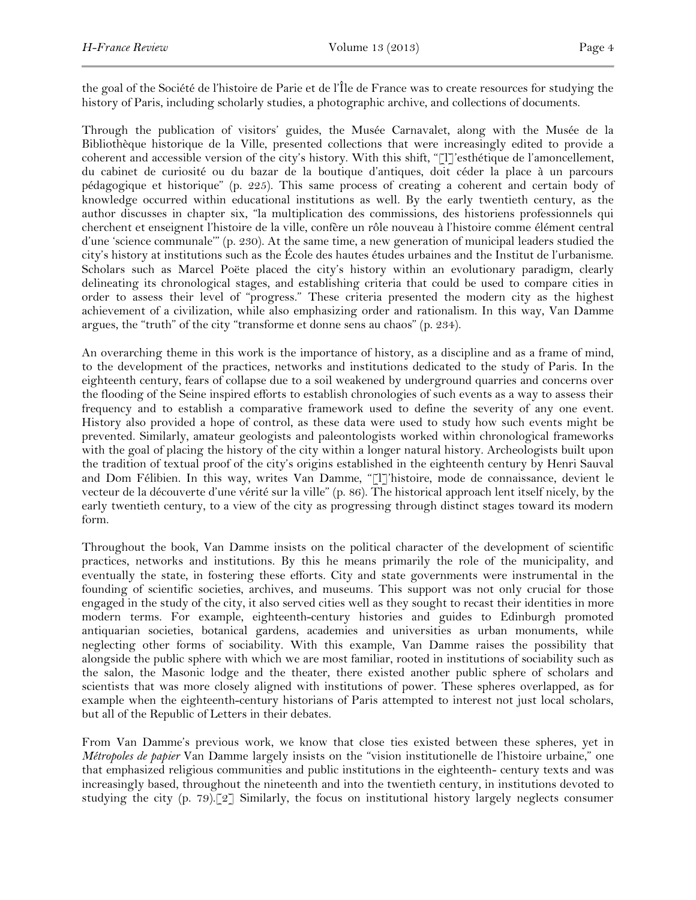the goal of the Société de l'histoire de Parie et de l'Île de France was to create resources for studying the history of Paris, including scholarly studies, a photographic archive, and collections of documents.

Through the publication of visitors' guides, the Musée Carnavalet, along with the Musée de la Bibliothèque historique de la Ville, presented collections that were increasingly edited to provide a coherent and accessible version of the city's history. With this shift, "[l]'esthétique de l'amoncellement, du cabinet de curiosité ou du bazar de la boutique d'antiques, doit céder la place à un parcours pédagogique et historique" (p. 225). This same process of creating a coherent and certain body of knowledge occurred within educational institutions as well. By the early twentieth century, as the author discusses in chapter six, "la multiplication des commissions, des historiens professionnels qui cherchent et enseignent l'histoire de la ville, confère un rôle nouveau à l'histoire comme élément central d'une 'science communale'" (p. 230). At the same time, a new generation of municipal leaders studied the city's history at institutions such as the École des hautes études urbaines and the Institut de l'urbanisme. Scholars such as Marcel Poëte placed the city's history within an evolutionary paradigm, clearly delineating its chronological stages, and establishing criteria that could be used to compare cities in order to assess their level of "progress." These criteria presented the modern city as the highest achievement of a civilization, while also emphasizing order and rationalism. In this way, Van Damme argues, the "truth" of the city "transforme et donne sens au chaos" (p. 234).

An overarching theme in this work is the importance of history, as a discipline and as a frame of mind, to the development of the practices, networks and institutions dedicated to the study of Paris. In the eighteenth century, fears of collapse due to a soil weakened by underground quarries and concerns over the flooding of the Seine inspired efforts to establish chronologies of such events as a way to assess their frequency and to establish a comparative framework used to define the severity of any one event. History also provided a hope of control, as these data were used to study how such events might be prevented. Similarly, amateur geologists and paleontologists worked within chronological frameworks with the goal of placing the history of the city within a longer natural history. Archeologists built upon the tradition of textual proof of the city's origins established in the eighteenth century by Henri Sauval and Dom Félibien. In this way, writes Van Damme, "[l]'histoire, mode de connaissance, devient le vecteur de la découverte d'une vérité sur la ville" (p. 86). The historical approach lent itself nicely, by the early twentieth century, to a view of the city as progressing through distinct stages toward its modern form.

Throughout the book, Van Damme insists on the political character of the development of scientific practices, networks and institutions. By this he means primarily the role of the municipality, and eventually the state, in fostering these efforts. City and state governments were instrumental in the founding of scientific societies, archives, and museums. This support was not only crucial for those engaged in the study of the city, it also served cities well as they sought to recast their identities in more modern terms. For example, eighteenth-century histories and guides to Edinburgh promoted antiquarian societies, botanical gardens, academies and universities as urban monuments, while neglecting other forms of sociability. With this example, Van Damme raises the possibility that alongside the public sphere with which we are most familiar, rooted in institutions of sociability such as the salon, the Masonic lodge and the theater, there existed another public sphere of scholars and scientists that was more closely aligned with institutions of power. These spheres overlapped, as for example when the eighteenth-century historians of Paris attempted to interest not just local scholars, but all of the Republic of Letters in their debates.

From Van Damme's previous work, we know that close ties existed between these spheres, yet in *Métropoles de papier* Van Damme largely insists on the "vision institutionelle de l'histoire urbaine," one that emphasized religious communities and public institutions in the eighteenth- century texts and was increasingly based, throughout the nineteenth and into the twentieth century, in institutions devoted to studying the city (p. 79).[2] Similarly, the focus on institutional history largely neglects consumer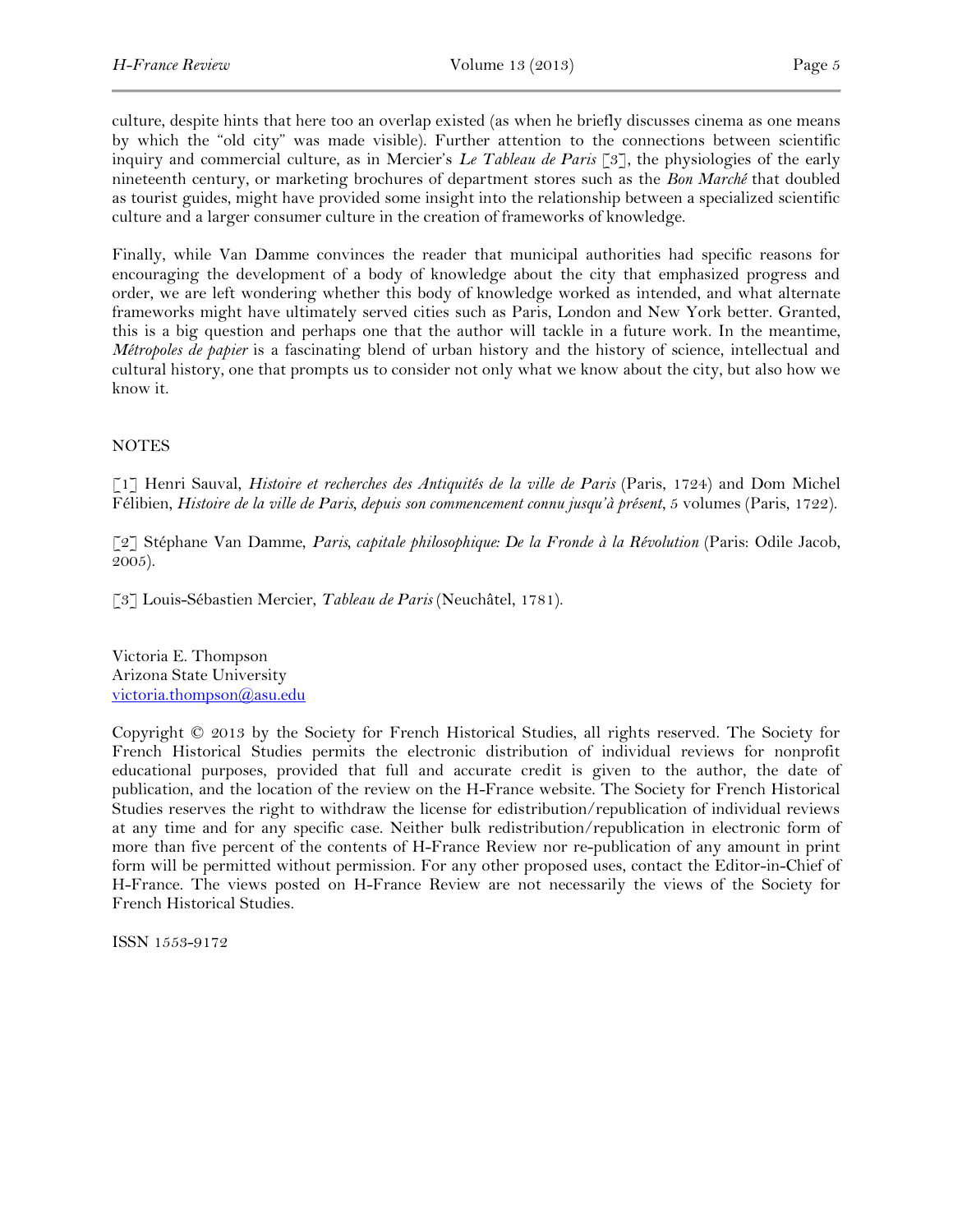culture, despite hints that here too an overlap existed (as when he briefly discusses cinema as one means by which the "old city" was made visible). Further attention to the connections between scientific inquiry and commercial culture, as in Mercier's *Le Tableau de Paris* [3], the physiologies of the early nineteenth century, or marketing brochures of department stores such as the *Bon Marché* that doubled as tourist guides, might have provided some insight into the relationship between a specialized scientific culture and a larger consumer culture in the creation of frameworks of knowledge.

Finally, while Van Damme convinces the reader that municipal authorities had specific reasons for encouraging the development of a body of knowledge about the city that emphasized progress and order, we are left wondering whether this body of knowledge worked as intended, and what alternate frameworks might have ultimately served cities such as Paris, London and New York better. Granted, this is a big question and perhaps one that the author will tackle in a future work. In the meantime, *Métropoles de papier* is a fascinating blend of urban history and the history of science, intellectual and cultural history, one that prompts us to consider not only what we know about the city, but also how we know it.

NOTES

[1] Henri Sauval, *Histoire et recherches des Antiquités de la ville de Paris* (Paris, 1724) and Dom Michel Félibien, *Histoire de la ville de Paris, depuis son commencement connu jusqu'à présent*, 5 volumes (Paris, 1722).

[2] Stéphane Van Damme, *Paris, capitale philosophique: De la Fronde à la Révolution* (Paris: Odile Jacob, 2005).

[3] Louis-Sébastien Mercier, *Tableau de Paris* (Neuchâtel, 1781).

Victoria E. Thompson
Arizona State University
victoria.thompson@asu.edu

Copyright © 2013 by the Society for French Historical Studies, all rights reserved. The Society for French Historical Studies permits the electronic distribution of individual reviews for nonprofit educational purposes, provided that full and accurate credit is given to the author, the date of publication, and the location of the review on the H-France website. The Society for French Historical Studies reserves the right to withdraw the license for edistribution/republication of individual reviews at any time and for any specific case. Neither bulk redistribution/republication in electronic form of more than five percent of the contents of H-France Review nor re-publication of any amount in print form will be permitted without permission. For any other proposed uses, contact the Editor-in-Chief of H-France. The views posted on H-France Review are not necessarily the views of the Society for French Historical Studies.

ISSN 1553-9172